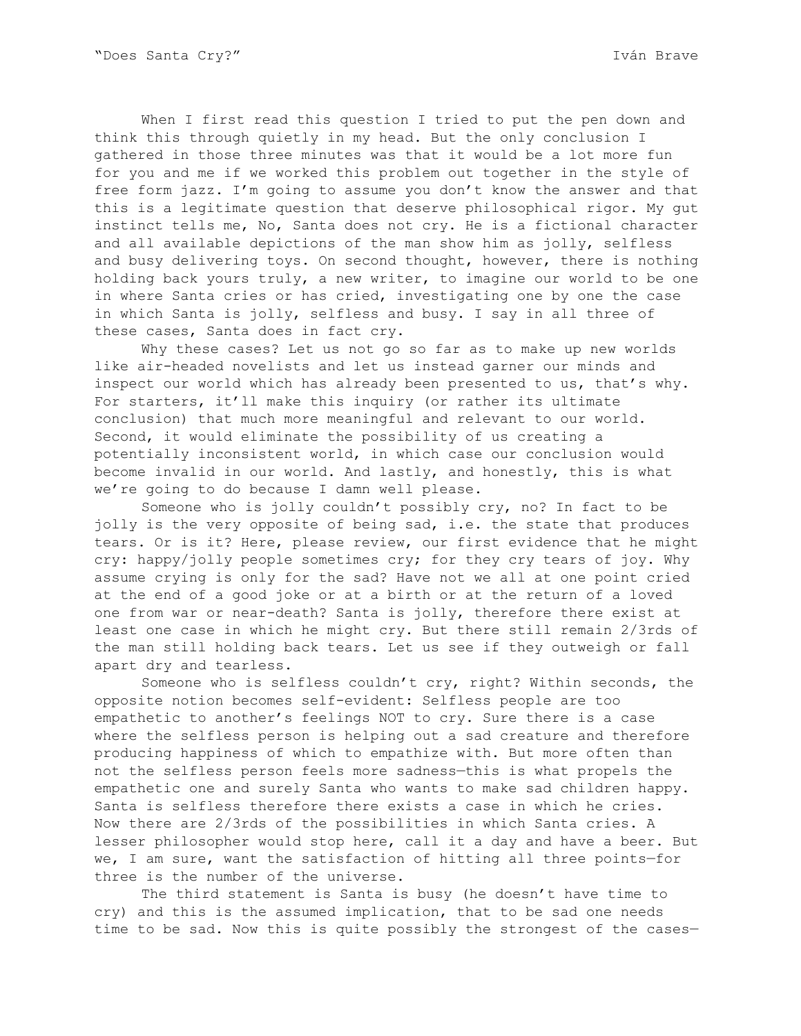# "Does Santa Cry?"

Iván Brave

When I first read this question I tried to put the pen down and think this through quietly in my head. But the only conclusion I gathered in those three minutes was that it would be a lot more fun for you and me if we worked this problem out together in the style of free form jazz. I'm going to assume you don't know the answer and that this is a legitimate question that deserve philosophical rigor. My gut instinct tells me, No, Santa does not cry. He is a fictional character and all available depictions of the man show him as jolly, selfless and busy delivering toys. On second thought, however, there is nothing holding back yours truly, a new writer, to imagine our world to be one in where Santa cries or has cried, investigating one by one the case in which Santa is jolly, selfless and busy. I say in all three of these cases, Santa does in fact cry.

Why these cases? Let us not go so far as to make up new worlds like air-headed novelists and let us instead garner our minds and inspect our world which has already been presented to us, that's why. For starters, it'll make this inquiry (or rather its ultimate conclusion) that much more meaningful and relevant to our world. Second, it would eliminate the possibility of us creating a potentially inconsistent world, in which case our conclusion would become invalid in our world. And lastly, and honestly, this is what we're going to do because I damn well please.

Someone who is jolly couldn't possibly cry, no? In fact to be jolly is the very opposite of being sad, i.e. the state that produces tears. Or is it? Here, please review, our first evidence that he might cry: happy/jolly people sometimes cry; for they cry tears of joy. Why assume crying is only for the sad? Have not we all at one point cried at the end of a good joke or at a birth or at the return of a loved one from war or near-death? Santa is jolly, therefore there exist at least one case in which he might cry. But there still remain 2/3rds of the man still holding back tears. Let us see if they outweigh or fall apart dry and tearless.

Someone who is selfless couldn't cry, right? Within seconds, the opposite notion becomes self-evident: Selfless people are too empathetic to another's feelings NOT to cry. Sure there is a case where the selfless person is helping out a sad creature and therefore producing happiness of which to empathize with. But more often than not the selfless person feels more sadness—this is what propels the empathetic one and surely Santa who wants to make sad children happy. Santa is selfless therefore there exists a case in which he cries. Now there are 2/3rds of the possibilities in which Santa cries. A lesser philosopher would stop here, call it a day and have a beer. But we, I am sure, want the satisfaction of hitting all three points—for three is the number of the universe.

The third statement is Santa is busy (he doesn't have time to cry) and this is the assumed implication, that to be sad one needs time to be sad. Now this is quite possibly the strongest of the cases—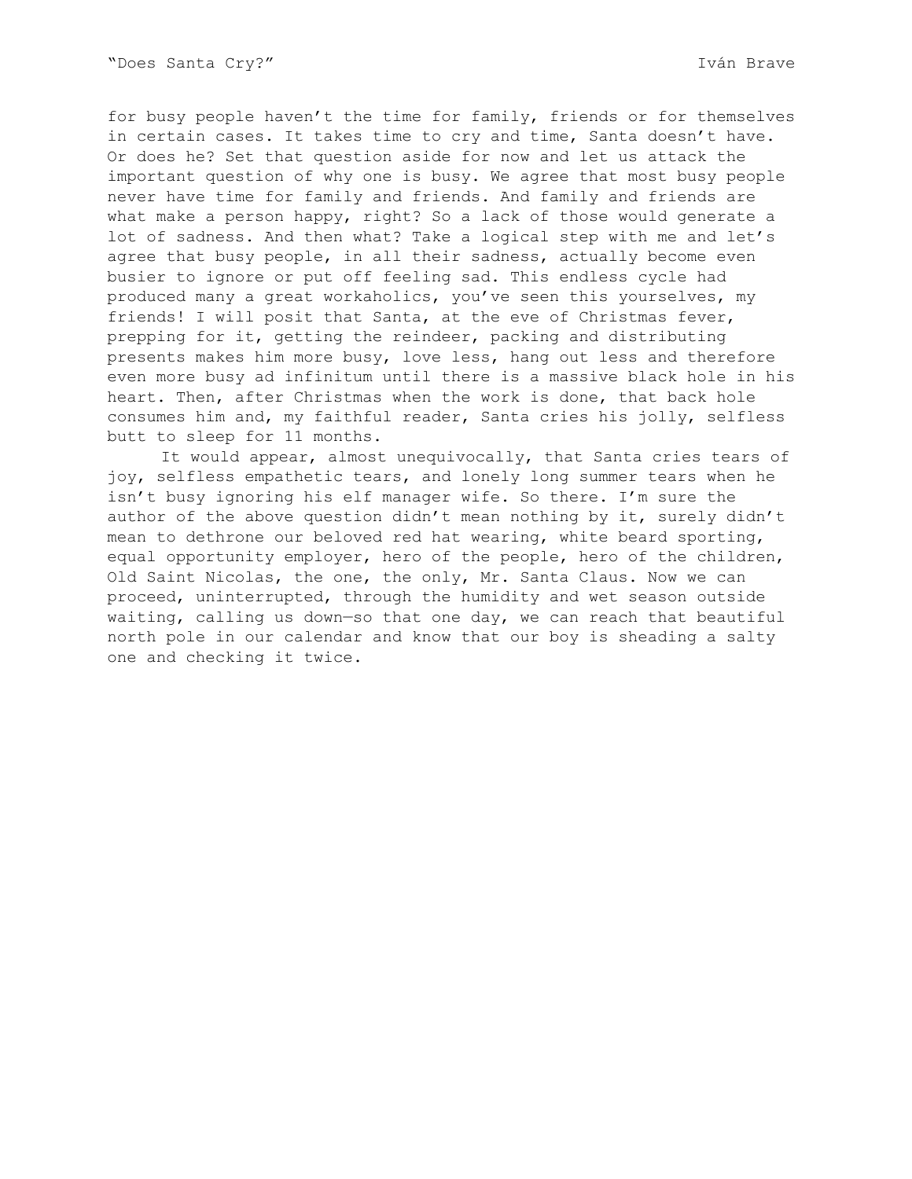for busy people haven't the time for family, friends or for themselves in certain cases. It takes time to cry and time, Santa doesn't have. Or does he? Set that question aside for now and let us attack the important question of why one is busy. We agree that most busy people never have time for family and friends. And family and friends are what make a person happy, right? So a lack of those would generate a lot of sadness. And then what? Take a logical step with me and let's agree that busy people, in all their sadness, actually become even busier to ignore or put off feeling sad. This endless cycle had produced many a great workaholics, you've seen this yourselves, my friends! I will posit that Santa, at the eve of Christmas fever, prepping for it, getting the reindeer, packing and distributing presents makes him more busy, love less, hang out less and therefore even more busy ad infinitum until there is a massive black hole in his heart. Then, after Christmas when the work is done, that back hole consumes him and, my faithful reader, Santa cries his jolly, selfless butt to sleep for 11 months.

It would appear, almost unequivocally, that Santa cries tears of joy, selfless empathetic tears, and lonely long summer tears when he isn't busy ignoring his elf manager wife. So there. I'm sure the author of the above question didn't mean nothing by it, surely didn't mean to dethrone our beloved red hat wearing, white beard sporting, equal opportunity employer, hero of the people, hero of the children, Old Saint Nicolas, the one, the only, Mr. Santa Claus. Now we can proceed, uninterrupted, through the humidity and wet season outside waiting, calling us down—so that one day, we can reach that beautiful north pole in our calendar and know that our boy is sheading a salty one and checking it twice.